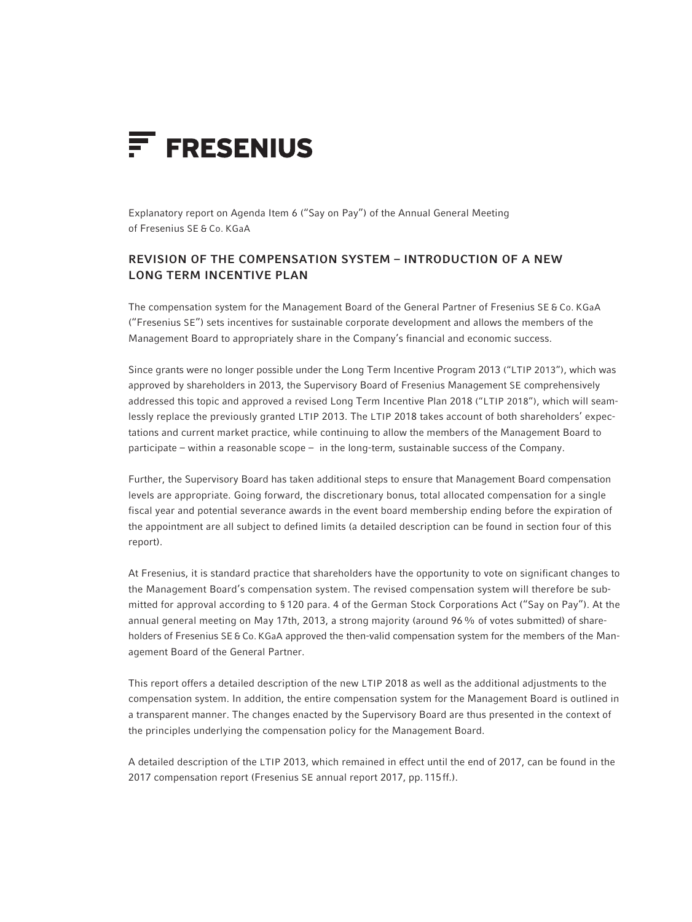FRESENIUS

Explanatory report on Agenda Item 6 ("Say on Pay") of the Annual General Meeting of Fresenius SE & Co. KGaA

## REVISION OF THE COMPENSATION SYSTEM – INTRODUCTION OF A NEW LONG TERM INCENTIVE PLAN

The compensation system for the Management Board of the General Partner of Fresenius SE & Co. KGaA ("Fresenius SE") sets incentives for sustainable corporate development and allows the members of the Management Board to appropriately share in the Company's financial and economic success.

Since grants were no longer possible under the Long Term Incentive Program 2013 ("LTIP 2013"), which was approved by shareholders in 2013, the Supervisory Board of Fresenius Management SE comprehensively addressed this topic and approved a revised Long Term Incentive Plan 2018 ("LTIP 2018"), which will seamlessly replace the previously granted LTIP 2013. The LTIP 2018 takes account of both shareholders' expectations and current market practice, while continuing to allow the members of the Management Board to participate – within a reasonable scope – in the long-term, sustainable success of the Company.

Further, the Supervisory Board has taken additional steps to ensure that Management Board compensation levels are appropriate. Going forward, the discretionary bonus, total allocated compensation for a single fiscal year and potential severance awards in the event board membership ending before the expiration of the appointment are all subject to defined limits (a detailed description can be found in section four of this report).

At Fresenius, it is standard practice that shareholders have the opportunity to vote on significant changes to the Management Board's compensation system. The revised compensation system will therefore be submitted for approval according to § 120 para. 4 of the German Stock Corporations Act ("Say on Pay"). At the annual general meeting on May 17th, 2013, a strong majority (around 96 % of votes submitted) of shareholders of Fresenius SE & Co. KGaA approved the then-valid compensation system for the members of the Management Board of the General Partner.

This report offers a detailed description of the new LTIP 2018 as well as the additional adjustments to the compensation system. In addition, the entire compensation system for the Management Board is outlined in a transparent manner. The changes enacted by the Supervisory Board are thus presented in the context of the principles underlying the compensation policy for the Management Board.

A detailed description of the LTIP 2013, which remained in effect until the end of 2017, can be found in the 2017 compensation report (Fresenius SE annual report 2017, pp. 115 ff.).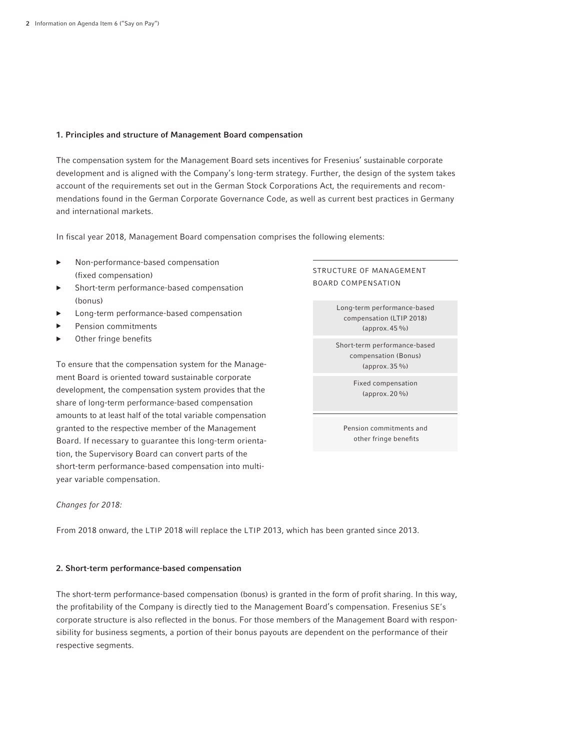## 1. Principles and structure of Management Board compensation

The compensation system for the Management Board sets incentives for Fresenius' sustainable corporate development and is aligned with the Company's long-term strategy. Further, the design of the system takes account of the requirements set out in the German Stock Corporations Act, the requirements and recommendations found in the German Corporate Governance Code, as well as current best practices in Germany and international markets.

In fiscal year 2018, Management Board compensation comprises the following elements:

- Non-performance-based compensation (fixed compensation)
- Short-term performance-based compensation (bonus)
- Long-term performance-based compensation
- Pension commitments
- Other fringe benefits

To ensure that the compensation system for the Management Board is oriented toward sustainable corporate development, the compensation system provides that the share of long-term performance-based compensation amounts to at least half of the total variable compensation granted to the respective member of the Management Board. If necessary to guarantee this long-term orientation, the Supervisory Board can convert parts of the short-term performance-based compensation into multi-year variable compensation.

STRUCTURE OF MANAGEMENT BOARD COMPENSATION

| |
|---|
| Long-term performance-based compensation (LTIP 2018) (approx. 45 %) |
| Short-term performance-based compensation (Bonus) (approx. 35 %) |
| Fixed compensation (approx. 20 %) |
| Pension commitments and other fringe benefits |

*Changes for 2018:*

From 2018 onward, the LTIP 2018 will replace the LTIP 2013, which has been granted since 2013.

## 2. Short-term performance-based compensation

The short-term performance-based compensation (bonus) is granted in the form of profit sharing. In this way, the profitability of the Company is directly tied to the Management Board's compensation. Fresenius SE's corporate structure is also reflected in the bonus. For those members of the Management Board with responsibility for business segments, a portion of their bonus payouts are dependent on the performance of their respective segments.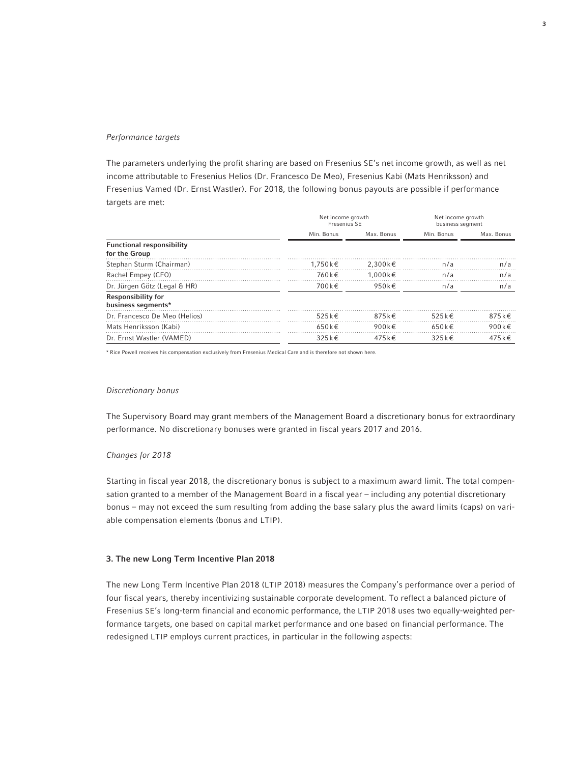*Performance targets*

The parameters underlying the profit sharing are based on Fresenius SE's net income growth, as well as net income attributable to Fresenius Helios (Dr. Francesco De Meo), Fresenius Kabi (Mats Henriksson) and Fresenius Vamed (Dr. Ernst Wastler). For 2018, the following bonus payouts are possible if performance targets are met:

| | Net income growth Fresenius SE | | Net income growth business segment | |
|---|---|---|---|---|
| | Min. Bonus | Max. Bonus | Min. Bonus | Max. Bonus |
| **Functional responsibility for the Group** | | | | |
| Stephan Sturm (Chairman) | 1,750 k€ | 2,300 k€ | n/a | n/a |
| Rachel Empey (CFO) | 760 k€ | 1,000 k€ | n/a | n/a |
| Dr. Jürgen Götz (Legal & HR) | 700 k€ | 950 k€ | n/a | n/a |
| **Responsibility for business segments*** | | | | |
| Dr. Francesco De Meo (Helios) | 525 k€ | 875 k€ | 525 k€ | 875 k€ |
| Mats Henriksson (Kabi) | 650 k€ | 900 k€ | 650 k€ | 900 k€ |
| Dr. Ernst Wastler (VAMED) | 325 k€ | 475 k€ | 325 k€ | 475 k€ |

* Rice Powell receives his compensation exclusively from Fresenius Medical Care and is therefore not shown here.

*Discretionary bonus*

The Supervisory Board may grant members of the Management Board a discretionary bonus for extraordinary performance. No discretionary bonuses were granted in fiscal years 2017 and 2016.

*Changes for 2018*

Starting in fiscal year 2018, the discretionary bonus is subject to a maximum award limit. The total compensation granted to a member of the Management Board in a fiscal year – including any potential discretionary bonus – may not exceed the sum resulting from adding the base salary plus the award limits (caps) on variable compensation elements (bonus and LTIP).

### 3. The new Long Term Incentive Plan 2018

The new Long Term Incentive Plan 2018 (LTIP 2018) measures the Company's performance over a period of four fiscal years, thereby incentivizing sustainable corporate development. To reflect a balanced picture of Fresenius SE's long-term financial and economic performance, the LTIP 2018 uses two equally-weighted performance targets, one based on capital market performance and one based on financial performance. The redesigned LTIP employs current practices, in particular in the following aspects: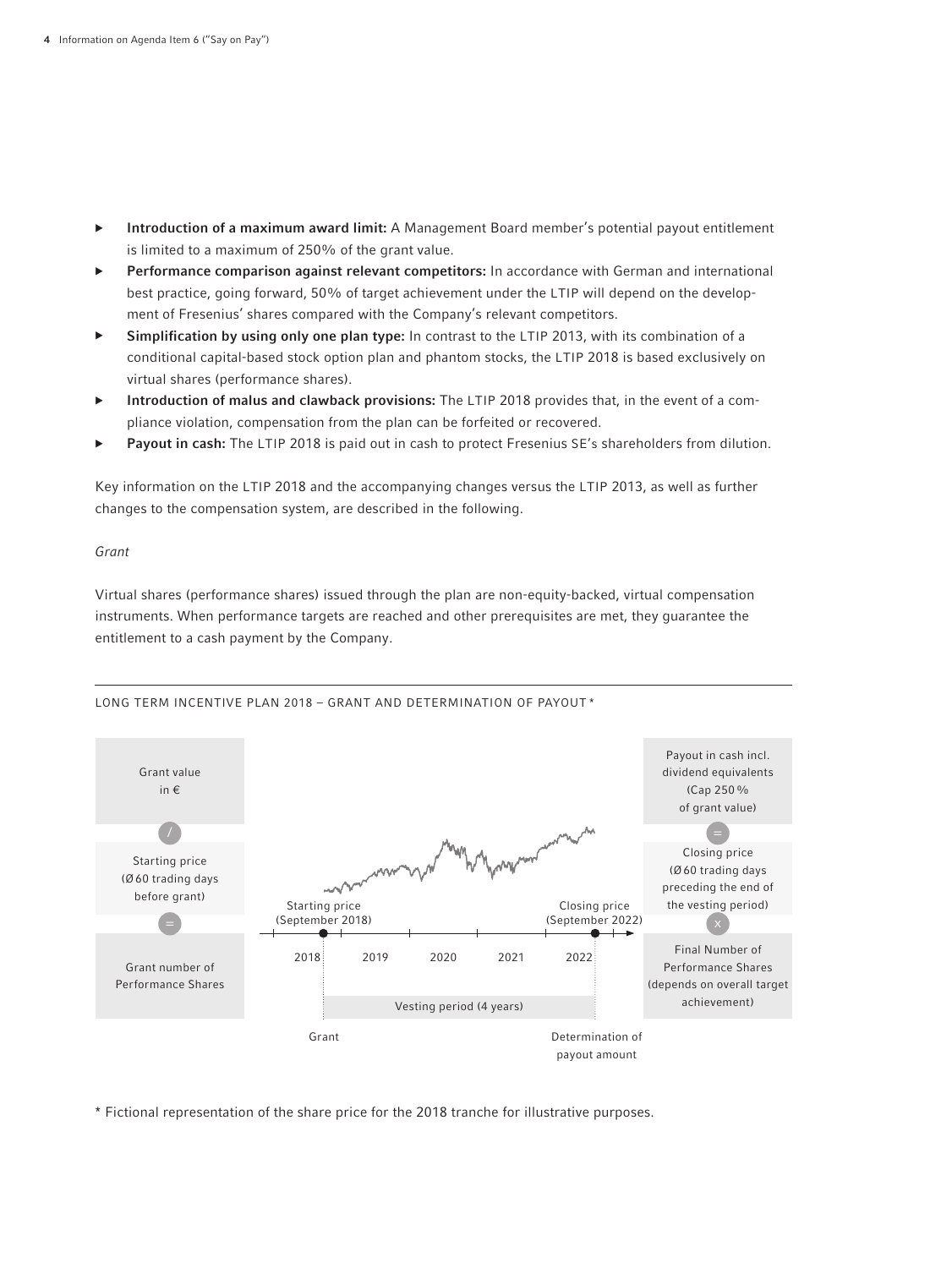- **Introduction of a maximum award limit:** A Management Board member's potential payout entitlement is limited to a maximum of 250% of the grant value.
- **Performance comparison against relevant competitors:** In accordance with German and international best practice, going forward, 50% of target achievement under the LTIP will depend on the development of Fresenius' shares compared with the Company's relevant competitors.
- **Simplification by using only one plan type:** In contrast to the LTIP 2013, with its combination of a conditional capital-based stock option plan and phantom stocks, the LTIP 2018 is based exclusively on virtual shares (performance shares).
- **Introduction of malus and clawback provisions:** The LTIP 2018 provides that, in the event of a compliance violation, compensation from the plan can be forfeited or recovered.
- **Payout in cash:** The LTIP 2018 is paid out in cash to protect Fresenius SE's shareholders from dilution.

Key information on the LTIP 2018 and the accompanying changes versus the LTIP 2013, as well as further changes to the compensation system, are described in the following.

*Grant*

Virtual shares (performance shares) issued through the plan are non-equity-backed, virtual compensation instruments. When performance targets are reached and other prerequisites are met, they guarantee the entitlement to a cash payment by the Company.

LONG TERM INCENTIVE PLAN 2018 – GRANT AND DETERMINATION OF PAYOUT *

Grant value in €
/
Starting price (Ø 60 trading days before grant)
=
Grant number of Performance Shares

Starting price (September 2018)
Closing price (September 2022)
2018 2019 2020 2021 2022
Vesting period (4 years)
Grant
Determination of payout amount

Payout in cash incl. dividend equivalents (Cap 250 % of grant value)
=
Closing price (Ø 60 trading days preceding the end of the vesting period)
x
Final Number of Performance Shares (depends on overall target achievement)

\* Fictional representation of the share price for the 2018 tranche for illustrative purposes.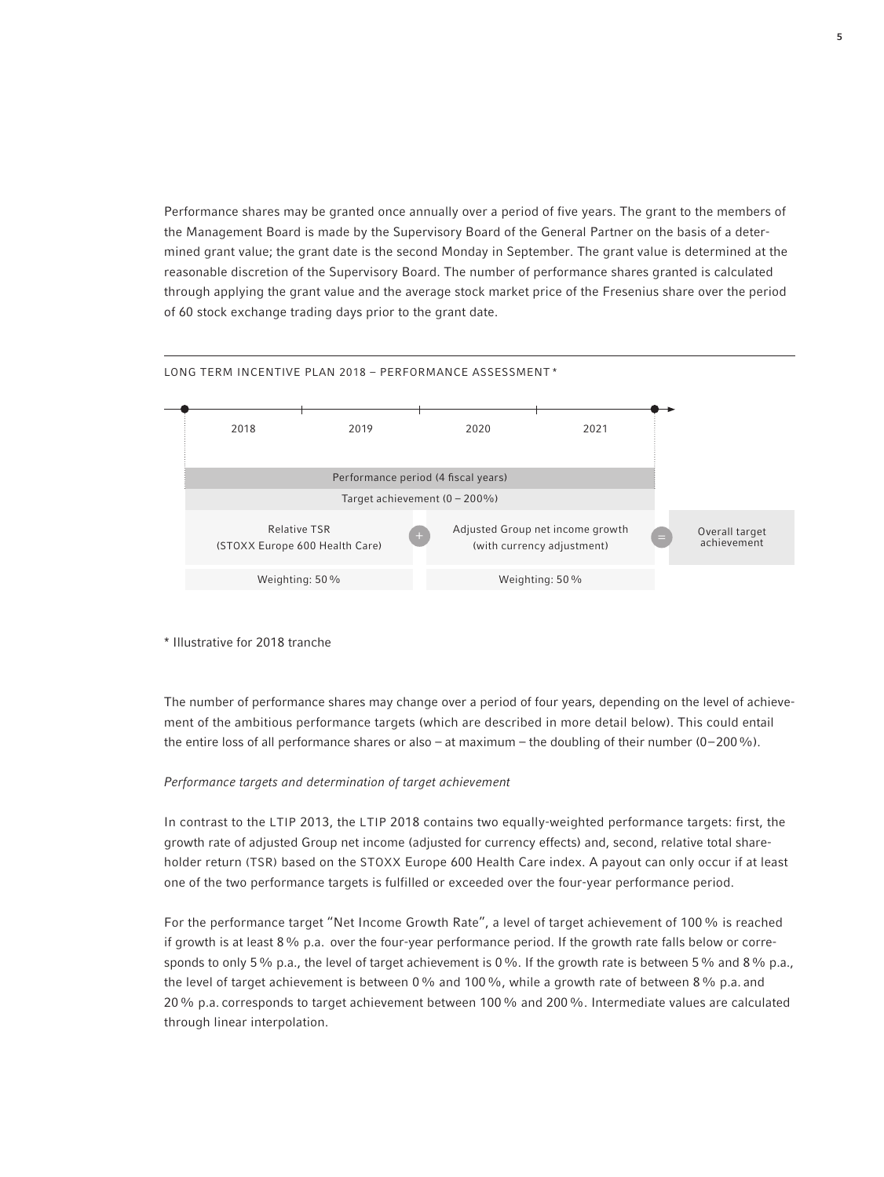Performance shares may be granted once annually over a period of five years. The grant to the members of the Management Board is made by the Supervisory Board of the General Partner on the basis of a determined grant value; the grant date is the second Monday in September. The grant value is determined at the reasonable discretion of the Supervisory Board. The number of performance shares granted is calculated through applying the grant value and the average stock market price of the Fresenius share over the period of 60 stock exchange trading days prior to the grant date.

LONG TERM INCENTIVE PLAN 2018 – PERFORMANCE ASSESSMENT *

| 2018 | 2019 | 2020 | 2021 | |
|---|---|---|---|---|
| Performance period (4 fiscal years) | | | | |
| Target achievement (0 – 200%) | | | | |
| Relative TSR (STOXX Europe 600 Health Care) | + | Adjusted Group net income growth (with currency adjustment) | = | Overall target achievement |
| Weighting: 50 % | | Weighting: 50 % | | |

\* Illustrative for 2018 tranche

The number of performance shares may change over a period of four years, depending on the level of achievement of the ambitious performance targets (which are described in more detail below). This could entail the entire loss of all performance shares or also – at maximum – the doubling of their number (0–200 %).

*Performance targets and determination of target achievement*

In contrast to the LTIP 2013, the LTIP 2018 contains two equally-weighted performance targets: first, the growth rate of adjusted Group net income (adjusted for currency effects) and, second, relative total shareholder return (TSR) based on the STOXX Europe 600 Health Care index. A payout can only occur if at least one of the two performance targets is fulfilled or exceeded over the four-year performance period.

For the performance target "Net Income Growth Rate", a level of target achievement of 100 % is reached if growth is at least 8 % p.a. over the four-year performance period. If the growth rate falls below or corresponds to only 5 % p.a., the level of target achievement is 0 %. If the growth rate is between 5 % and 8 % p.a., the level of target achievement is between 0 % and 100 %, while a growth rate of between 8 % p.a. and 20 % p.a. corresponds to target achievement between 100 % and 200 %. Intermediate values are calculated through linear interpolation.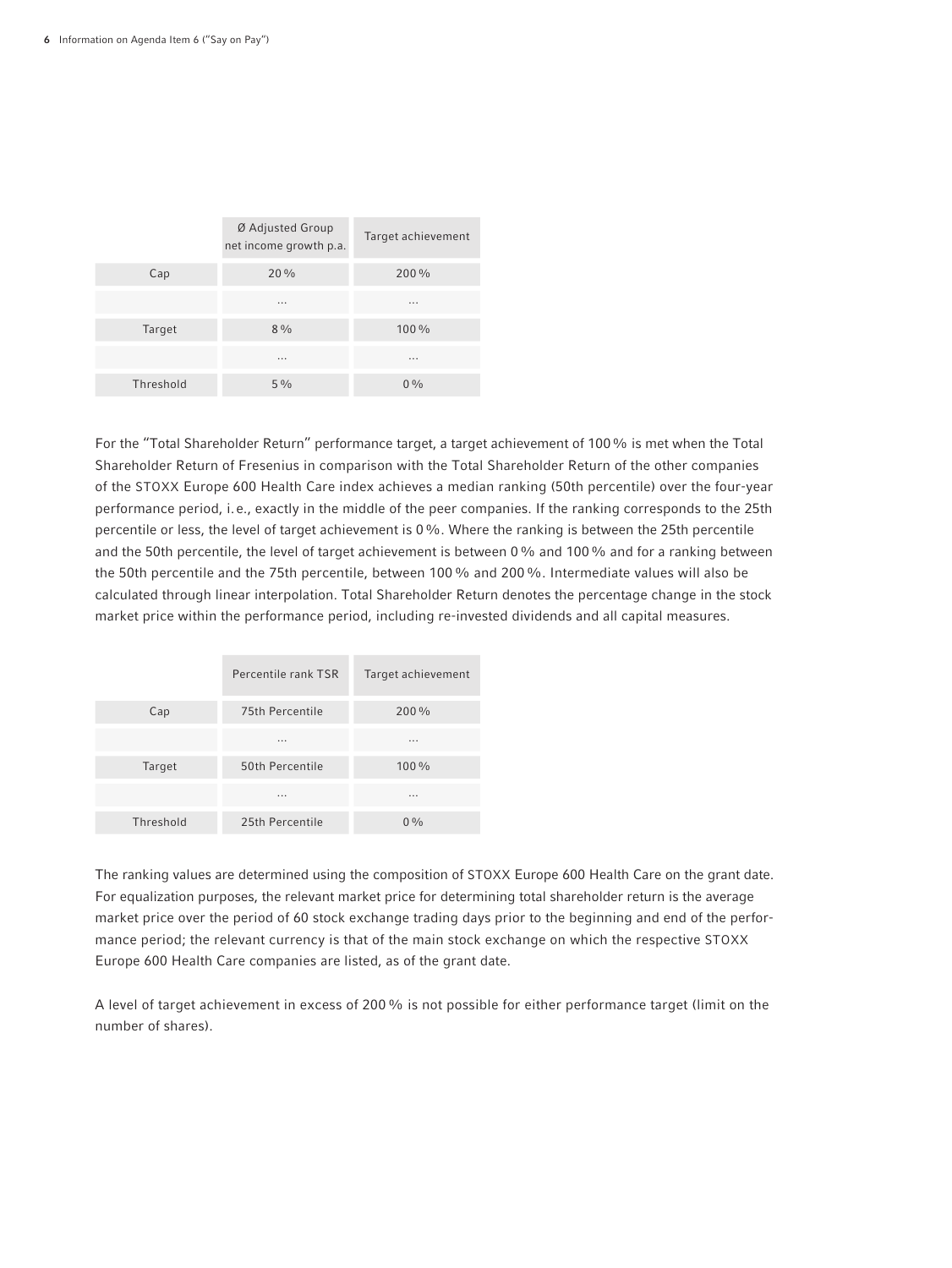| | Ø Adjusted Group net income growth p.a. | Target achievement |
|---|---|---|
| Cap | 20 % | 200 % |
| | ... | ... |
| Target | 8 % | 100 % |
| | ... | ... |
| Threshold | 5 % | 0 % |

For the "Total Shareholder Return" performance target, a target achievement of 100 % is met when the Total Shareholder Return of Fresenius in comparison with the Total Shareholder Return of the other companies of the STOXX Europe 600 Health Care index achieves a median ranking (50th percentile) over the four-year performance period, i.e., exactly in the middle of the peer companies. If the ranking corresponds to the 25th percentile or less, the level of target achievement is 0 %. Where the ranking is between the 25th percentile and the 50th percentile, the level of target achievement is between 0 % and 100 % and for a ranking between the 50th percentile and the 75th percentile, between 100 % and 200 %. Intermediate values will also be calculated through linear interpolation. Total Shareholder Return denotes the percentage change in the stock market price within the performance period, including re-invested dividends and all capital measures.

| | Percentile rank TSR | Target achievement |
|---|---|---|
| Cap | 75th Percentile | 200 % |
| | ... | ... |
| Target | 50th Percentile | 100 % |
| | ... | ... |
| Threshold | 25th Percentile | 0 % |

The ranking values are determined using the composition of STOXX Europe 600 Health Care on the grant date. For equalization purposes, the relevant market price for determining total shareholder return is the average market price over the period of 60 stock exchange trading days prior to the beginning and end of the performance period; the relevant currency is that of the main stock exchange on which the respective STOXX Europe 600 Health Care companies are listed, as of the grant date.

A level of target achievement in excess of 200 % is not possible for either performance target (limit on the number of shares).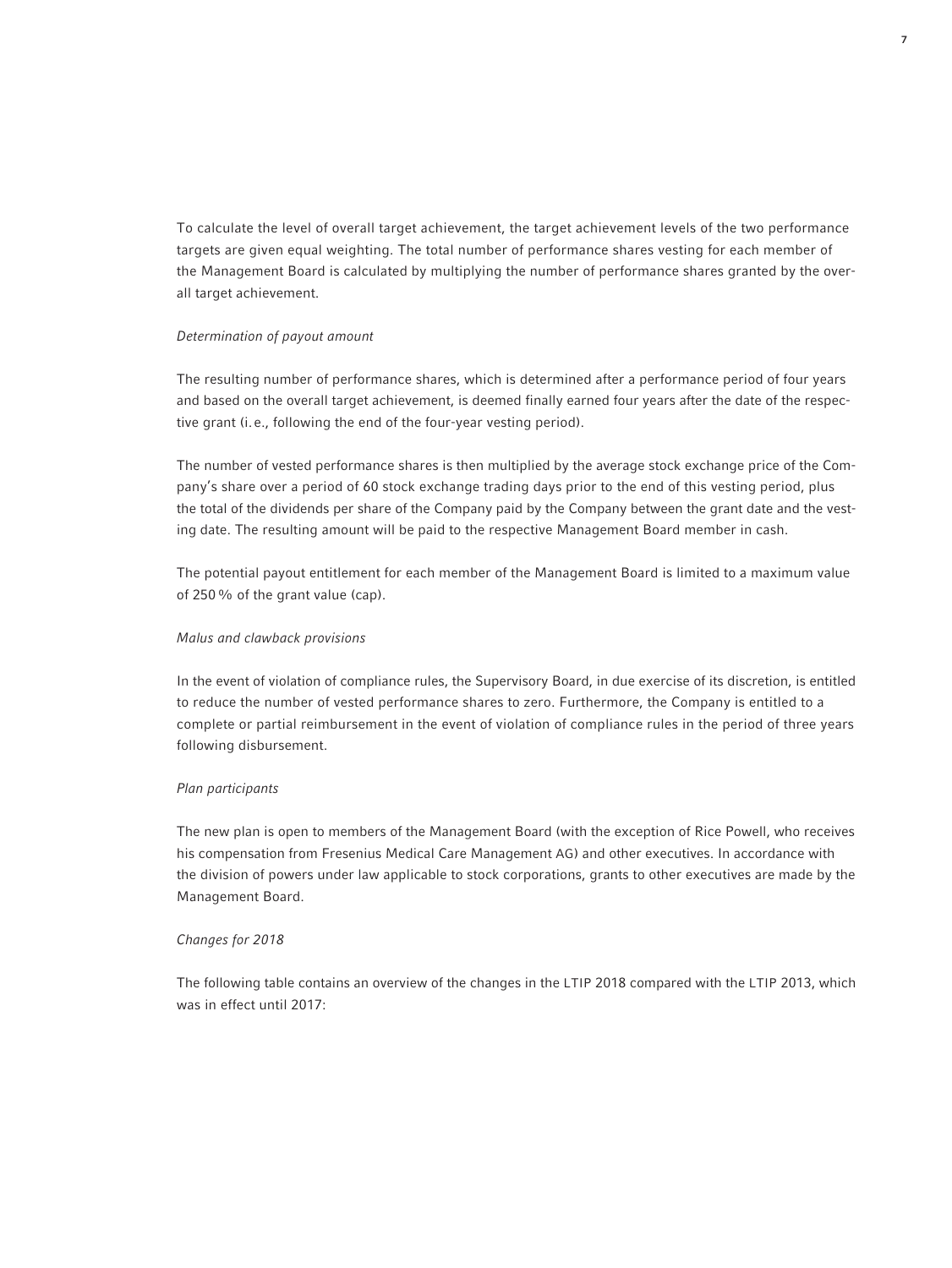To calculate the level of overall target achievement, the target achievement levels of the two performance targets are given equal weighting. The total number of performance shares vesting for each member of the Management Board is calculated by multiplying the number of performance shares granted by the overall target achievement.

*Determination of payout amount*

The resulting number of performance shares, which is determined after a performance period of four years and based on the overall target achievement, is deemed finally earned four years after the date of the respective grant (i.e., following the end of the four-year vesting period).

The number of vested performance shares is then multiplied by the average stock exchange price of the Company's share over a period of 60 stock exchange trading days prior to the end of this vesting period, plus the total of the dividends per share of the Company paid by the Company between the grant date and the vesting date. The resulting amount will be paid to the respective Management Board member in cash.

The potential payout entitlement for each member of the Management Board is limited to a maximum value of 250 % of the grant value (cap).

*Malus and clawback provisions*

In the event of violation of compliance rules, the Supervisory Board, in due exercise of its discretion, is entitled to reduce the number of vested performance shares to zero. Furthermore, the Company is entitled to a complete or partial reimbursement in the event of violation of compliance rules in the period of three years following disbursement.

*Plan participants*

The new plan is open to members of the Management Board (with the exception of Rice Powell, who receives his compensation from Fresenius Medical Care Management AG) and other executives. In accordance with the division of powers under law applicable to stock corporations, grants to other executives are made by the Management Board.

*Changes for 2018*

The following table contains an overview of the changes in the LTIP 2018 compared with the LTIP 2013, which was in effect until 2017: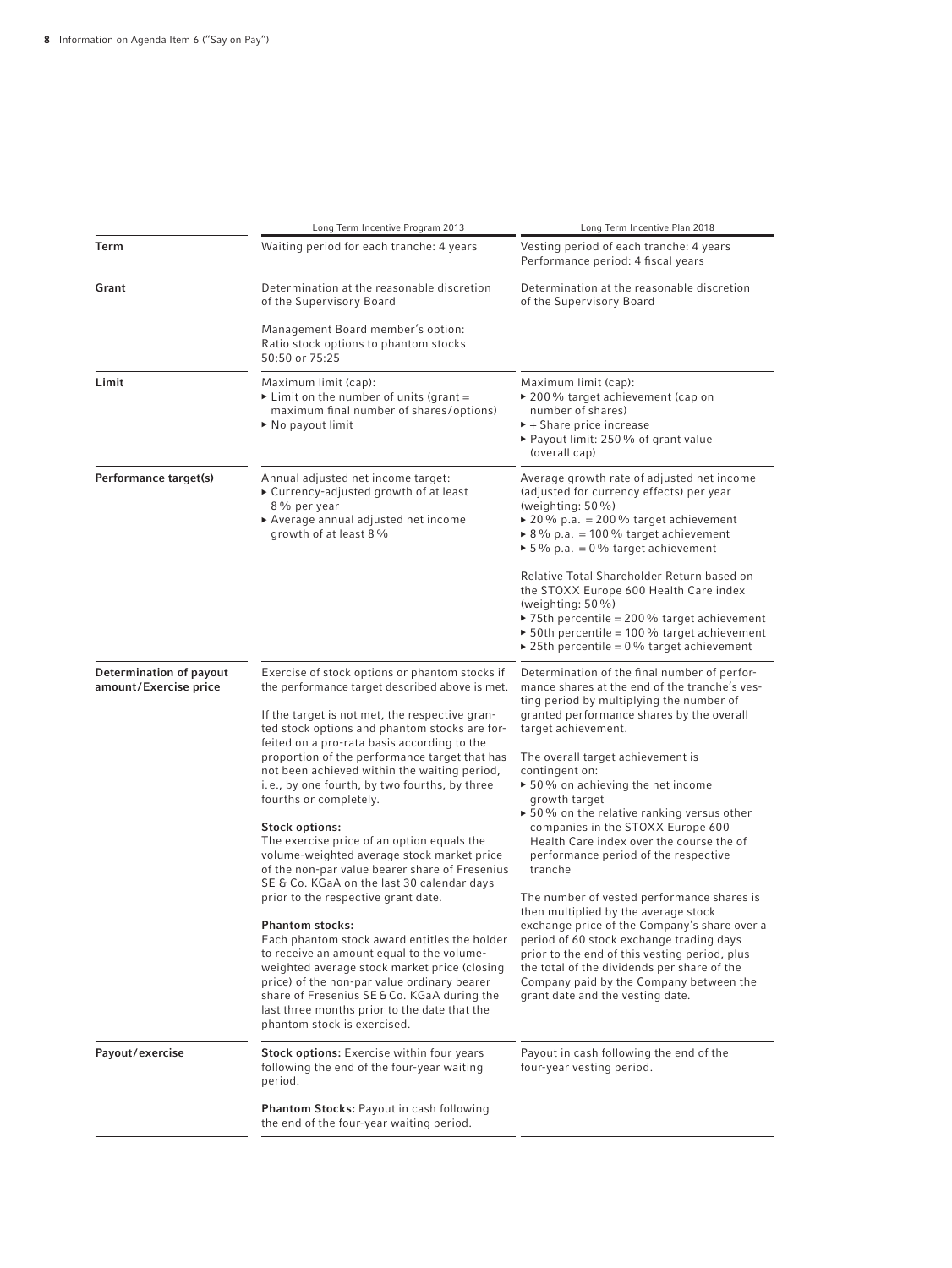| | Long Term Incentive Program 2013 | Long Term Incentive Plan 2018 |
|---|---|---|
| **Term** | Waiting period for each tranche: 4 years | Vesting period of each tranche: 4 years<br>Performance period: 4 fiscal years |
| **Grant** | Determination at the reasonable discretion of the Supervisory Board<br><br>Management Board member's option: Ratio stock options to phantom stocks 50:50 or 75:25 | Determination at the reasonable discretion of the Supervisory Board |
| **Limit** | Maximum limit (cap):<br>▸ Limit on the number of units (grant = maximum final number of shares/options)<br>▸ No payout limit | Maximum limit (cap):<br>▸ 200 % target achievement (cap on number of shares)<br>▸ + Share price increase<br>▸ Payout limit: 250 % of grant value (overall cap) |
| **Performance target(s)** | Annual adjusted net income target:<br>▸ Currency-adjusted growth of at least 8 % per year<br>▸ Average annual adjusted net income growth of at least 8 % | Average growth rate of adjusted net income (adjusted for currency effects) per year (weighting: 50 %)<br>▸ 20 % p.a. = 200 % target achievement<br>▸ 8 % p.a. = 100 % target achievement<br>▸ 5 % p.a. = 0 % target achievement<br><br>Relative Total Shareholder Return based on the STOXX Europe 600 Health Care index (weighting: 50 %)<br>▸ 75th percentile = 200 % target achievement<br>▸ 50th percentile = 100 % target achievement<br>▸ 25th percentile = 0 % target achievement |
| **Determination of payout amount/Exercise price** | Exercise of stock options or phantom stocks if the performance target described above is met.<br><br>If the target is not met, the respective granted stock options and phantom stocks are forfeited on a pro-rata basis according to the proportion of the performance target that has not been achieved within the waiting period, i.e., by one fourth, by two fourths, by three fourths or completely.<br><br>**Stock options:**<br>The exercise price of an option equals the volume-weighted average stock market price of the non-par value bearer share of Fresenius SE & Co. KGaA on the last 30 calendar days prior to the respective grant date.<br><br>**Phantom stocks:**<br>Each phantom stock award entitles the holder to receive an amount equal to the volume-weighted average stock market price (closing price) of the non-par value ordinary bearer share of Fresenius SE & Co. KGaA during the last three months prior to the date that the phantom stock is exercised. | Determination of the final number of performance shares at the end of the tranche's vesting period by multiplying the number of granted performance shares by the overall target achievement.<br><br>The overall target achievement is contingent on:<br>▸ 50 % on achieving the net income growth target<br>▸ 50 % on the relative ranking versus other companies in the STOXX Europe 600 Health Care index over the course the of performance period of the respective tranche<br><br>The number of vested performance shares is then multiplied by the average stock exchange price of the Company's share over a period of 60 stock exchange trading days prior to the end of this vesting period, plus the total of the dividends per share of the Company paid by the Company between the grant date and the vesting date. |
| **Payout/exercise** | **Stock options:** Exercise within four years following the end of the four-year waiting period.<br><br>**Phantom Stocks:** Payout in cash following the end of the four-year waiting period. | Payout in cash following the end of the four-year vesting period. |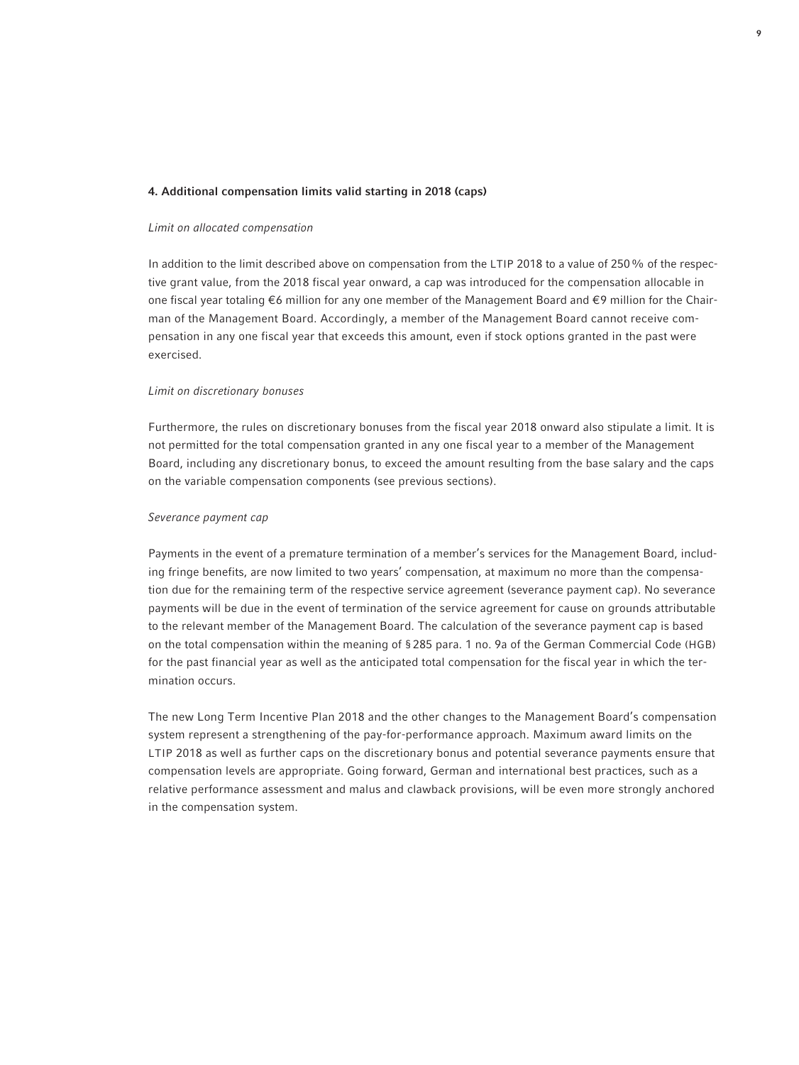### 4. Additional compensation limits valid starting in 2018 (caps)

*Limit on allocated compensation*

In addition to the limit described above on compensation from the LTIP 2018 to a value of 250 % of the respective grant value, from the 2018 fiscal year onward, a cap was introduced for the compensation allocable in one fiscal year totaling €6 million for any one member of the Management Board and €9 million for the Chairman of the Management Board. Accordingly, a member of the Management Board cannot receive compensation in any one fiscal year that exceeds this amount, even if stock options granted in the past were exercised.

*Limit on discretionary bonuses*

Furthermore, the rules on discretionary bonuses from the fiscal year 2018 onward also stipulate a limit. It is not permitted for the total compensation granted in any one fiscal year to a member of the Management Board, including any discretionary bonus, to exceed the amount resulting from the base salary and the caps on the variable compensation components (see previous sections).

*Severance payment cap*

Payments in the event of a premature termination of a member's services for the Management Board, including fringe benefits, are now limited to two years' compensation, at maximum no more than the compensation due for the remaining term of the respective service agreement (severance payment cap). No severance payments will be due in the event of termination of the service agreement for cause on grounds attributable to the relevant member of the Management Board. The calculation of the severance payment cap is based on the total compensation within the meaning of § 285 para. 1 no. 9a of the German Commercial Code (HGB) for the past financial year as well as the anticipated total compensation for the fiscal year in which the termination occurs.

The new Long Term Incentive Plan 2018 and the other changes to the Management Board's compensation system represent a strengthening of the pay-for-performance approach. Maximum award limits on the LTIP 2018 as well as further caps on the discretionary bonus and potential severance payments ensure that compensation levels are appropriate. Going forward, German and international best practices, such as a relative performance assessment and malus and clawback provisions, will be even more strongly anchored in the compensation system.